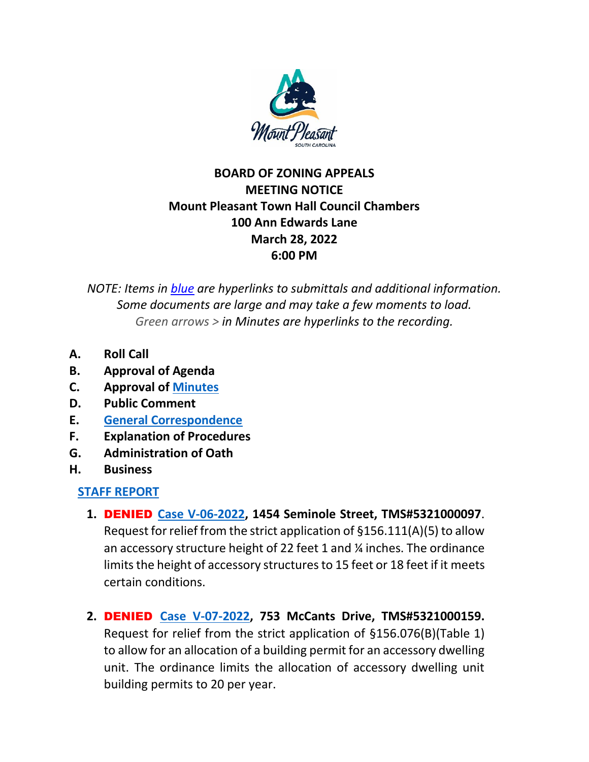# BOARD OF ZONING APPEALS
## MEETING NOTICE
### Mount Pleasant Town Hall Council Chambers
### 100 Ann Edwards Lane
### March 28, 2022
### 6:00 PM

*NOTE: Items in blue are hyperlinks to submittals and additional information. Some documents are large and may take a few moments to load. Green arrows > in Minutes are hyperlinks to the recording.*

**A. Roll Call**

**B. Approval of Agenda**

**C. Approval of Minutes**

**D. Public Comment**

**E. General Correspondence**

**F. Explanation of Procedures**

**G. Administration of Oath**

**H. Business**

**STAFF REPORT**

1. **DENIED Case V-06-2022, 1454 Seminole Street, TMS#5321000097**. Request for relief from the strict application of §156.111(A)(5) to allow an accessory structure height of 22 feet 1 and ¼ inches. The ordinance limits the height of accessory structures to 15 feet or 18 feet if it meets certain conditions.

2. **DENIED Case V-07-2022, 753 McCants Drive, TMS#5321000159.** Request for relief from the strict application of §156.076(B)(Table 1) to allow for an allocation of a building permit for an accessory dwelling unit. The ordinance limits the allocation of accessory dwelling unit building permits to 20 per year.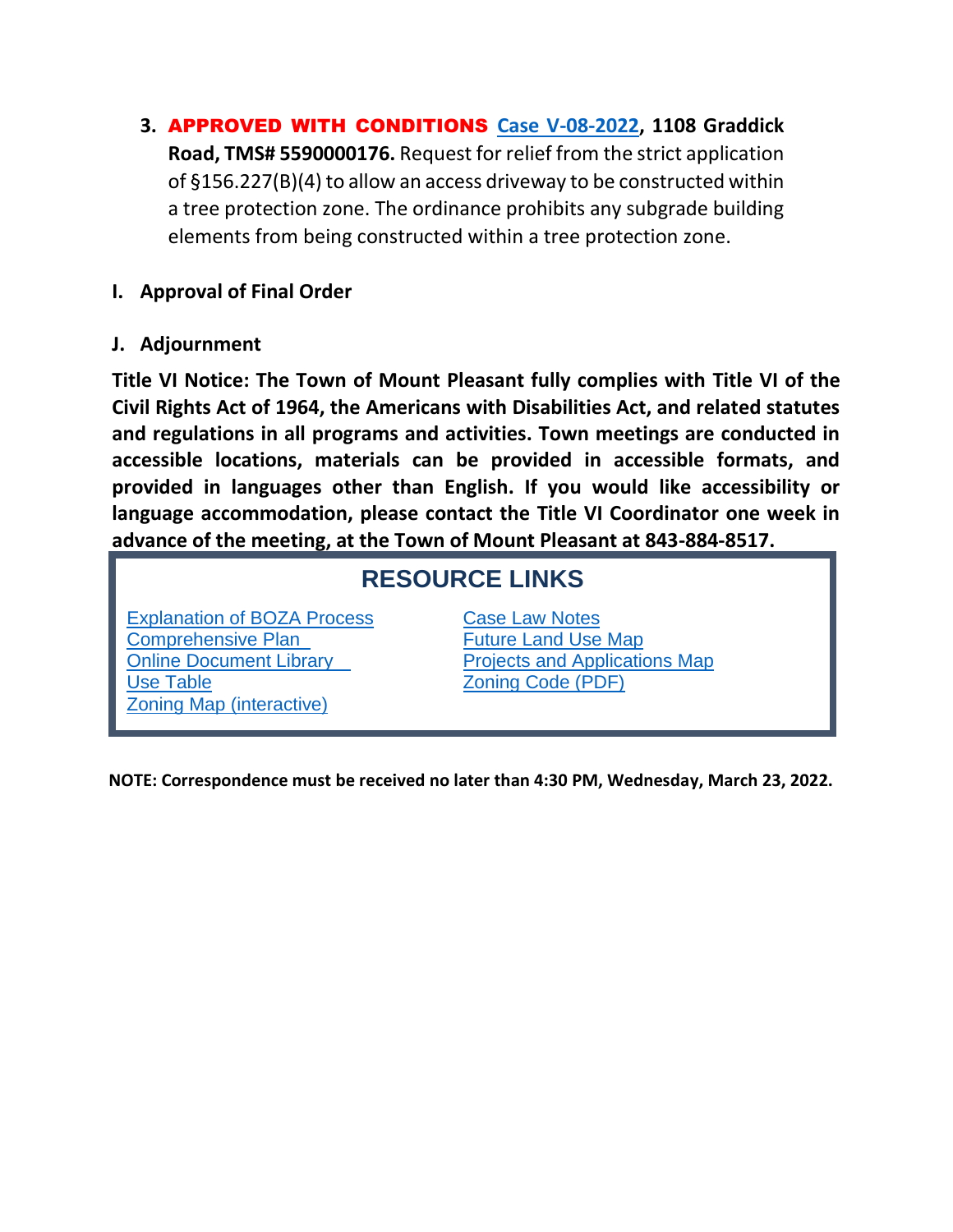3. **APPROVED WITH CONDITIONS** **Case V-08-2022, 1108 Graddick Road, TMS# 5590000176.** Request for relief from the strict application of §156.227(B)(4) to allow an access driveway to be constructed within a tree protection zone. The ordinance prohibits any subgrade building elements from being constructed within a tree protection zone.

**I. Approval of Final Order**

**J. Adjournment**

**Title VI Notice: The Town of Mount Pleasant fully complies with Title VI of the Civil Rights Act of 1964, the Americans with Disabilities Act, and related statutes and regulations in all programs and activities. Town meetings are conducted in accessible locations, materials can be provided in accessible formats, and provided in languages other than English. If you would like accessibility or language accommodation, please contact the Title VI Coordinator one week in advance of the meeting, at the Town of Mount Pleasant at 843-884-8517.**

## RESOURCE LINKS

- Explanation of BOZA Process
- Comprehensive Plan
- Online Document Library
- Use Table
- Zoning Map (interactive)
- Case Law Notes
- Future Land Use Map
- Projects and Applications Map
- Zoning Code (PDF)

**NOTE: Correspondence must be received no later than 4:30 PM, Wednesday, March 23, 2022.**